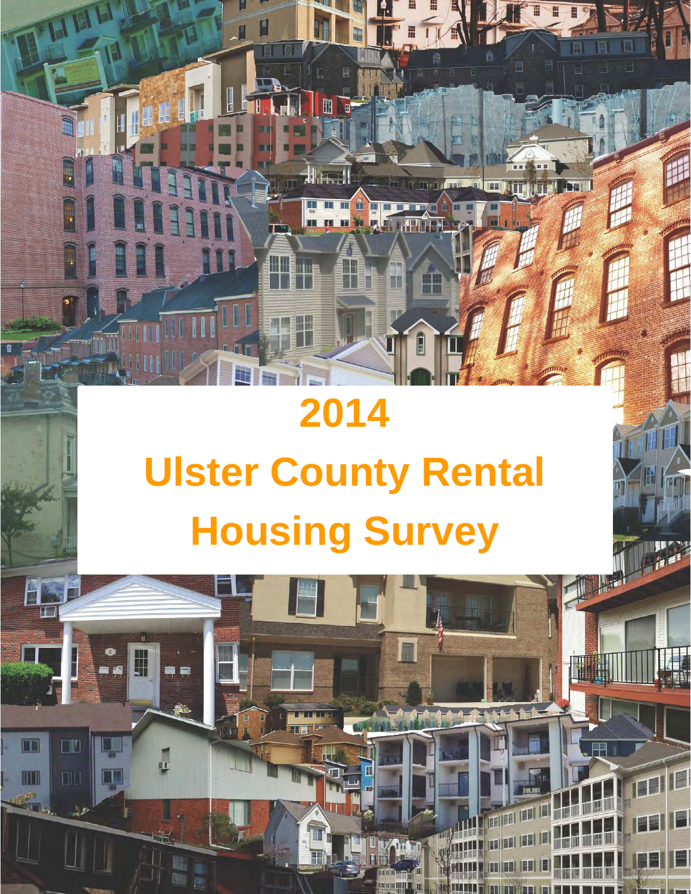# 2014

# Ulster County Rental Housing Survey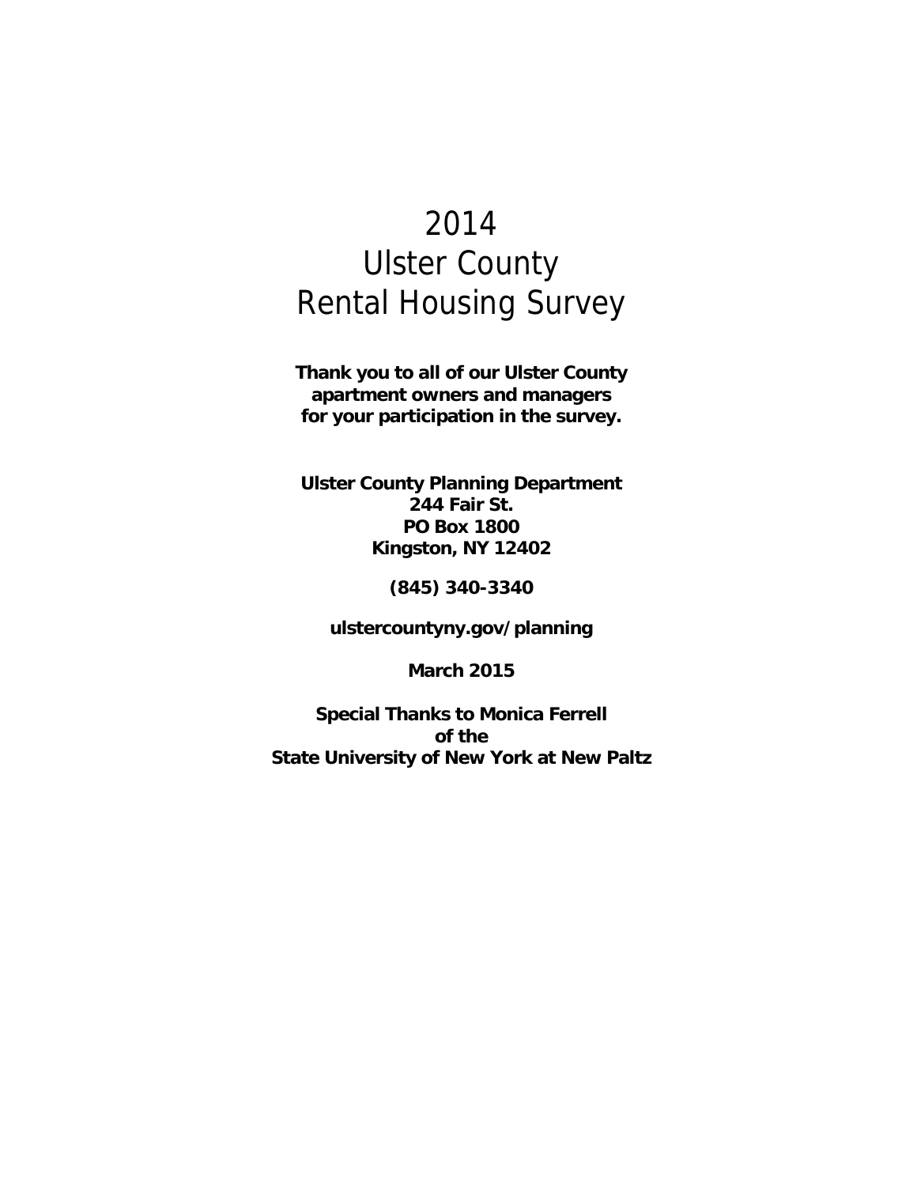# 2014
# Ulster County
# Rental Housing Survey

**Thank you to all of our Ulster County apartment owners and managers for your participation in the survey.**

**Ulster County Planning Department**
**244 Fair St.**
**PO Box 1800**
**Kingston, NY 12402**

**(845) 340-3340**

**ulstercountyny.gov/planning**

**March 2015**

**Special Thanks to Monica Ferrell of the State University of New York at New Paltz**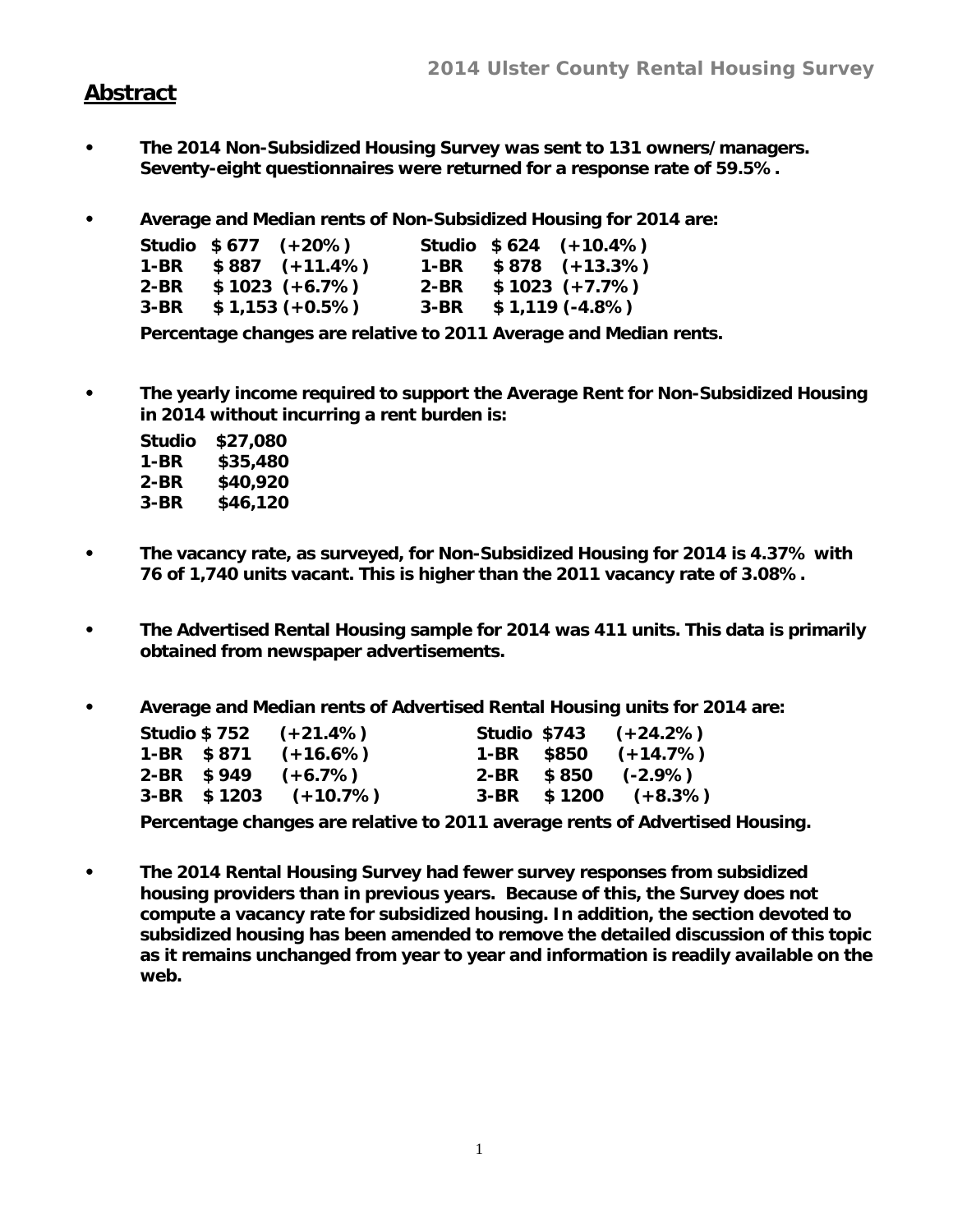## Abstract

- **The 2014 Non-Subsidized Housing Survey was sent to 131 owners/managers. Seventy-eight questionnaires were returned for a response rate of 59.5%.**

- **Average and Median rents of Non-Subsidized Housing for 2014 are:**

| Average | | | Median | | |
|---|---|---|---|---|---|
| **Studio** | **$ 677** | **(+20%)** | **Studio** | **$ 624** | **(+10.4%)** |
| **1-BR** | **$ 887** | **(+11.4%)** | **1-BR** | **$ 878** | **(+13.3%)** |
| **2-BR** | **$ 1023** | **(+6.7%)** | **2-BR** | **$ 1023** | **(+7.7%)** |
| **3-BR** | **$ 1,153** | **(+0.5%)** | **3-BR** | **$ 1,119** | **(-4.8%)** |

**Percentage changes are relative to 2011 Average and Median rents.**

- **The yearly income required to support the Average Rent for Non-Subsidized Housing in 2014 without incurring a rent burden is:**

| | |
|---|---|
| **Studio** | **$27,080** |
| **1-BR** | **$35,480** |
| **2-BR** | **$40,920** |
| **3-BR** | **$46,120** |

- **The vacancy rate, as surveyed, for Non-Subsidized Housing for 2014 is 4.37% with 76 of 1,740 units vacant. This is higher than the 2011 vacancy rate of 3.08%.**

- **The Advertised Rental Housing sample for 2014 was 411 units. This data is primarily obtained from newspaper advertisements.**

- **Average and Median rents of Advertised Rental Housing units for 2014 are:**

| Average | | | Median | | |
|---|---|---|---|---|---|
| **Studio** | **$ 752** | **(+21.4%)** | **Studio** | **$743** | **(+24.2%)** |
| **1-BR** | **$ 871** | **(+16.6%)** | **1-BR** | **$850** | **(+14.7%)** |
| **2-BR** | **$ 949** | **(+6.7%)** | **2-BR** | **$ 850** | **(-2.9%)** |
| **3-BR** | **$ 1203** | **(+10.7%)** | **3-BR** | **$ 1200** | **(+8.3%)** |

**Percentage changes are relative to 2011 average rents of Advertised Housing.**

- **The 2014 Rental Housing Survey had fewer survey responses from subsidized housing providers than in previous years. Because of this, the Survey does not compute a vacancy rate for subsidized housing. In addition, the section devoted to subsidized housing has been amended to remove the detailed discussion of this topic as it remains unchanged from year to year and information is readily available on the web.**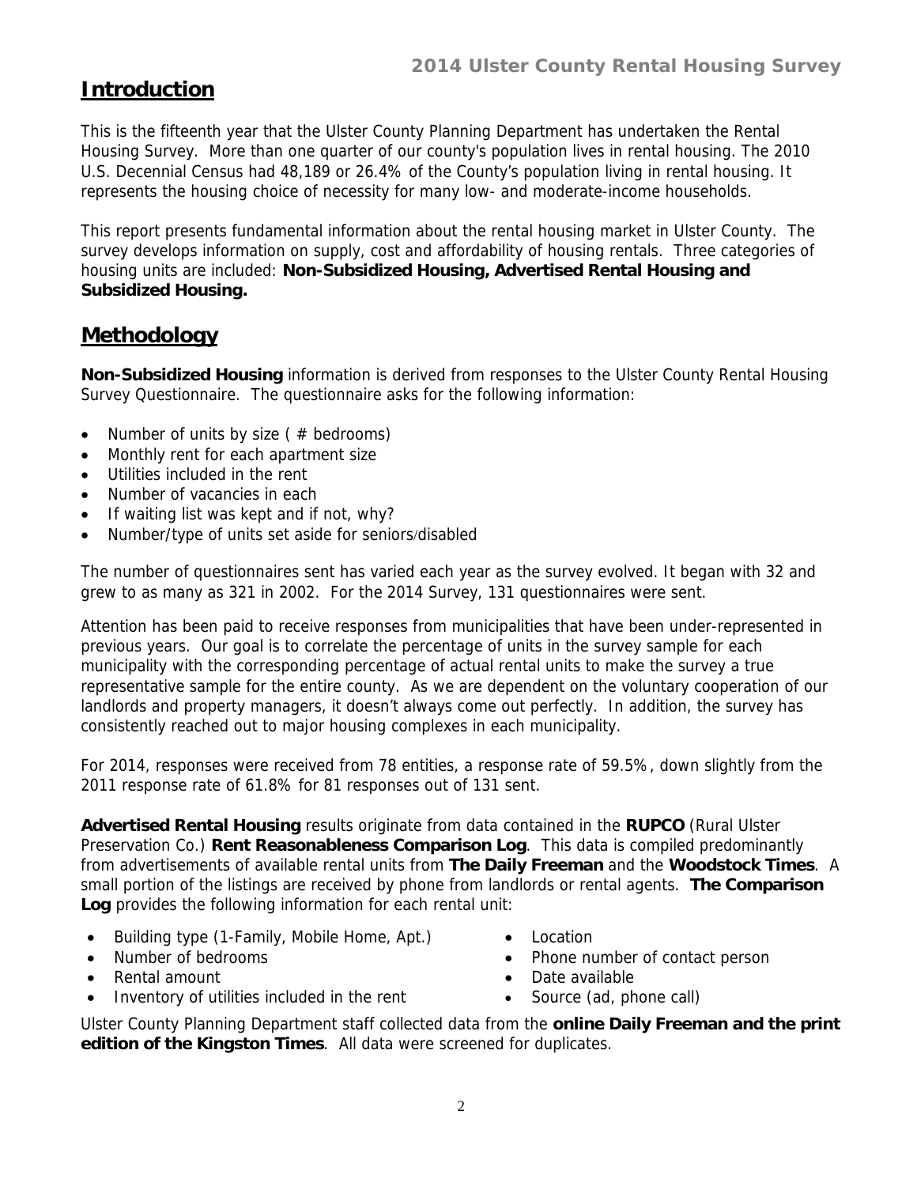## Introduction

This is the fifteenth year that the Ulster County Planning Department has undertaken the Rental Housing Survey. More than one quarter of our county's population lives in rental housing. The 2010 U.S. Decennial Census had 48,189 or 26.4% of the County's population living in rental housing. It represents the housing choice of necessity for many low- and moderate-income households.

This report presents fundamental information about the rental housing market in Ulster County. The survey develops information on supply, cost and affordability of housing rentals. Three categories of housing units are included: **Non-Subsidized Housing, Advertised Rental Housing and Subsidized Housing.**

## Methodology

**Non-Subsidized Housing** information is derived from responses to the Ulster County Rental Housing Survey Questionnaire. The questionnaire asks for the following information:

- Number of units by size ( # bedrooms)
- Monthly rent for each apartment size
- Utilities included in the rent
- Number of vacancies in each
- If waiting list was kept and if not, why?
- Number/type of units set aside for seniors/disabled

The number of questionnaires sent has varied each year as the survey evolved. It began with 32 and grew to as many as 321 in 2002. For the 2014 Survey, 131 questionnaires were sent.

Attention has been paid to receive responses from municipalities that have been under-represented in previous years. Our goal is to correlate the percentage of units in the survey sample for each municipality with the corresponding percentage of actual rental units to make the survey a true representative sample for the entire county. As we are dependent on the voluntary cooperation of our landlords and property managers, it doesn't always come out perfectly. In addition, the survey has consistently reached out to major housing complexes in each municipality.

For 2014, responses were received from 78 entities, a response rate of 59.5%, down slightly from the 2011 response rate of 61.8% for 81 responses out of 131 sent.

**Advertised Rental Housing** results originate from data contained in the **RUPCO** (Rural Ulster Preservation Co.) **Rent Reasonableness Comparison Log**. This data is compiled predominantly from advertisements of available rental units from **The Daily Freeman** and the **Woodstock Times**. A small portion of the listings are received by phone from landlords or rental agents. **The Comparison Log** provides the following information for each rental unit:

- Building type (1-Family, Mobile Home, Apt.)
- Number of bedrooms
- Rental amount
- Inventory of utilities included in the rent
- Location
- Phone number of contact person
- Date available
- Source (ad, phone call)

Ulster County Planning Department staff collected data from the **online Daily Freeman and the print edition of the Kingston Times**. All data were screened for duplicates.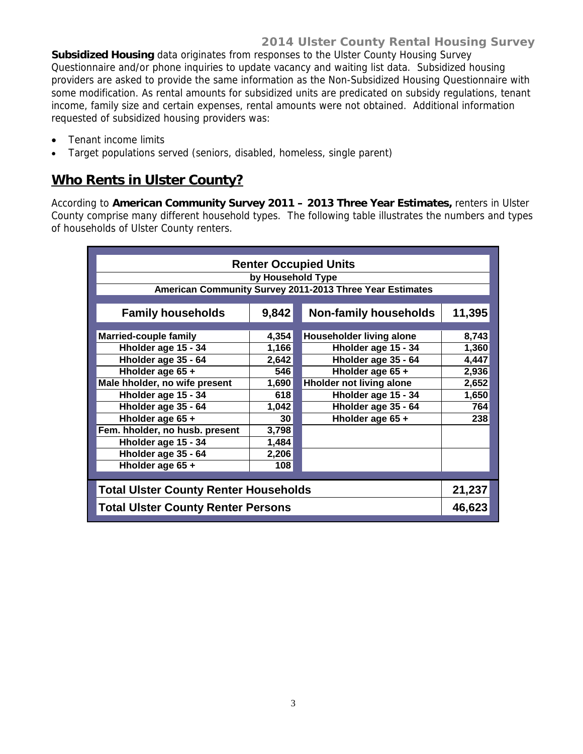**Subsidized Housing** data originates from responses to the Ulster County Housing Survey Questionnaire and/or phone inquiries to update vacancy and waiting list data. Subsidized housing providers are asked to provide the same information as the Non-Subsidized Housing Questionnaire with some modification. As rental amounts for subsidized units are predicated on subsidy regulations, tenant income, family size and certain expenses, rental amounts were not obtained. Additional information requested of subsidized housing providers was:

- Tenant income limits
- Target populations served (seniors, disabled, homeless, single parent)

## Who Rents in Ulster County?

According to **American Community Survey 2011 – 2013 Three Year Estimates,** renters in Ulster County comprise many different household types. The following table illustrates the numbers and types of households of Ulster County renters.

**Renter Occupied Units**
**by Household Type**
**American Community Survey 2011-2013 Three Year Estimates**

| Family households | 9,842 | Non-family households | 11,395 |
|---|---|---|---|
| Married-couple family | 4,354 | Householder living alone | 8,743 |
| Hholder age 15 - 34 | 1,166 | Hholder age 15 - 34 | 1,360 |
| Hholder age 35 - 64 | 2,642 | Hholder age 35 - 64 | 4,447 |
| Hholder age 65 + | 546 | Hholder age 65 + | 2,936 |
| Male hholder, no wife present | 1,690 | Hholder not living alone | 2,652 |
| Hholder age 15 - 34 | 618 | Hholder age 15 - 34 | 1,650 |
| Hholder age 35 - 64 | 1,042 | Hholder age 35 - 64 | 764 |
| Hholder age 65 + | 30 | Hholder age 65 + | 238 |
| Fem. hholder, no husb. present | 3,798 | | |
| Hholder age 15 - 34 | 1,484 | | |
| Hholder age 35 - 64 | 2,206 | | |
| Hholder age 65 + | 108 | | |
| **Total Ulster County Renter Households** | | | **21,237** |
| **Total Ulster County Renter Persons** | | | **46,623** |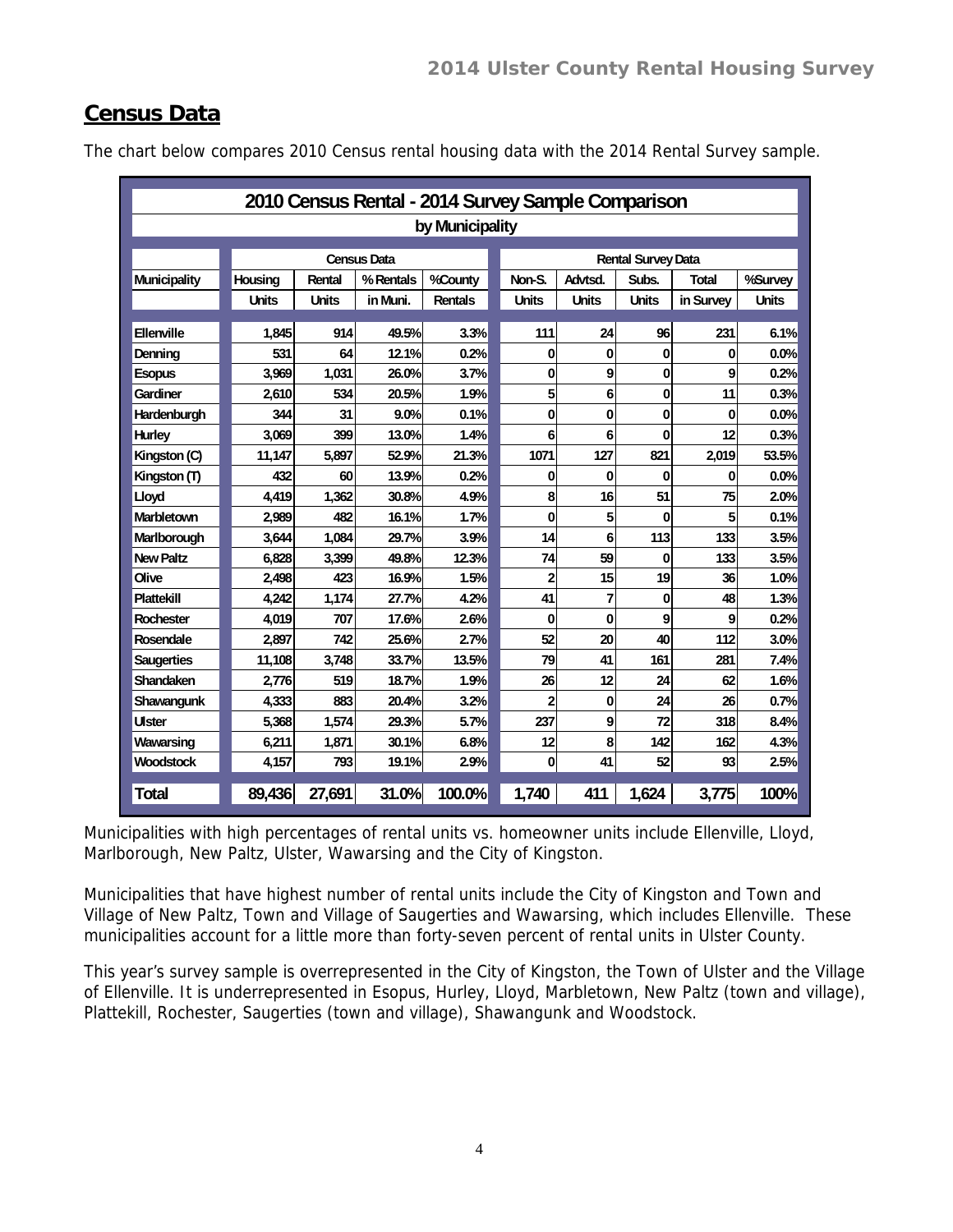## Census Data

The chart below compares 2010 Census rental housing data with the 2014 Rental Survey sample.

| 2010 Census Rental - 2014 Survey Sample Comparison by Municipality | | | | | | | | | |
|---|---|---|---|---|---|---|---|---|---|
| | Census Data | | | | Rental Survey Data | | | | |
| Municipality | Housing Units | Rental Units | % Rentals in Muni. | %County Rentals | Non-S. Units | Advtsd. Units | Subs. Units | Total in Survey | %Survey Units |
| Ellenville | 1,845 | 914 | 49.5% | 3.3% | 111 | 24 | 96 | 231 | 6.1% |
| Denning | 531 | 64 | 12.1% | 0.2% | 0 | 0 | 0 | 0 | 0.0% |
| Esopus | 3,969 | 1,031 | 26.0% | 3.7% | 0 | 9 | 0 | 9 | 0.2% |
| Gardiner | 2,610 | 534 | 20.5% | 1.9% | 5 | 6 | 0 | 11 | 0.3% |
| Hardenburgh | 344 | 31 | 9.0% | 0.1% | 0 | 0 | 0 | 0 | 0.0% |
| Hurley | 3,069 | 399 | 13.0% | 1.4% | 6 | 6 | 0 | 12 | 0.3% |
| Kingston (C) | 11,147 | 5,897 | 52.9% | 21.3% | 1071 | 127 | 821 | 2,019 | 53.5% |
| Kingston (T) | 432 | 60 | 13.9% | 0.2% | 0 | 0 | 0 | 0 | 0.0% |
| Lloyd | 4,419 | 1,362 | 30.8% | 4.9% | 8 | 16 | 51 | 75 | 2.0% |
| Marbletown | 2,989 | 482 | 16.1% | 1.7% | 0 | 5 | 0 | 5 | 0.1% |
| Marlborough | 3,644 | 1,084 | 29.7% | 3.9% | 14 | 6 | 113 | 133 | 3.5% |
| New Paltz | 6,828 | 3,399 | 49.8% | 12.3% | 74 | 59 | 0 | 133 | 3.5% |
| Olive | 2,498 | 423 | 16.9% | 1.5% | 2 | 15 | 19 | 36 | 1.0% |
| Plattekill | 4,242 | 1,174 | 27.7% | 4.2% | 41 | 7 | 0 | 48 | 1.3% |
| Rochester | 4,019 | 707 | 17.6% | 2.6% | 0 | 0 | 9 | 9 | 0.2% |
| Rosendale | 2,897 | 742 | 25.6% | 2.7% | 52 | 20 | 40 | 112 | 3.0% |
| Saugerties | 11,108 | 3,748 | 33.7% | 13.5% | 79 | 41 | 161 | 281 | 7.4% |
| Shandaken | 2,776 | 519 | 18.7% | 1.9% | 26 | 12 | 24 | 62 | 1.6% |
| Shawangunk | 4,333 | 883 | 20.4% | 3.2% | 2 | 0 | 24 | 26 | 0.7% |
| Ulster | 5,368 | 1,574 | 29.3% | 5.7% | 237 | 9 | 72 | 318 | 8.4% |
| Wawarsing | 6,211 | 1,871 | 30.1% | 6.8% | 12 | 8 | 142 | 162 | 4.3% |
| Woodstock | 4,157 | 793 | 19.1% | 2.9% | 0 | 41 | 52 | 93 | 2.5% |
| **Total** | **89,436** | **27,691** | **31.0%** | **100.0%** | **1,740** | **411** | **1,624** | **3,775** | **100%** |

Municipalities with high percentages of rental units vs. homeowner units include Ellenville, Lloyd, Marlborough, New Paltz, Ulster, Wawarsing and the City of Kingston.

Municipalities that have highest number of rental units include the City of Kingston and Town and Village of New Paltz, Town and Village of Saugerties and Wawarsing, which includes Ellenville. These municipalities account for a little more than forty-seven percent of rental units in Ulster County.

This year's survey sample is overrepresented in the City of Kingston, the Town of Ulster and the Village of Ellenville. It is underrepresented in Esopus, Hurley, Lloyd, Marbletown, New Paltz (town and village), Plattekill, Rochester, Saugerties (town and village), Shawangunk and Woodstock.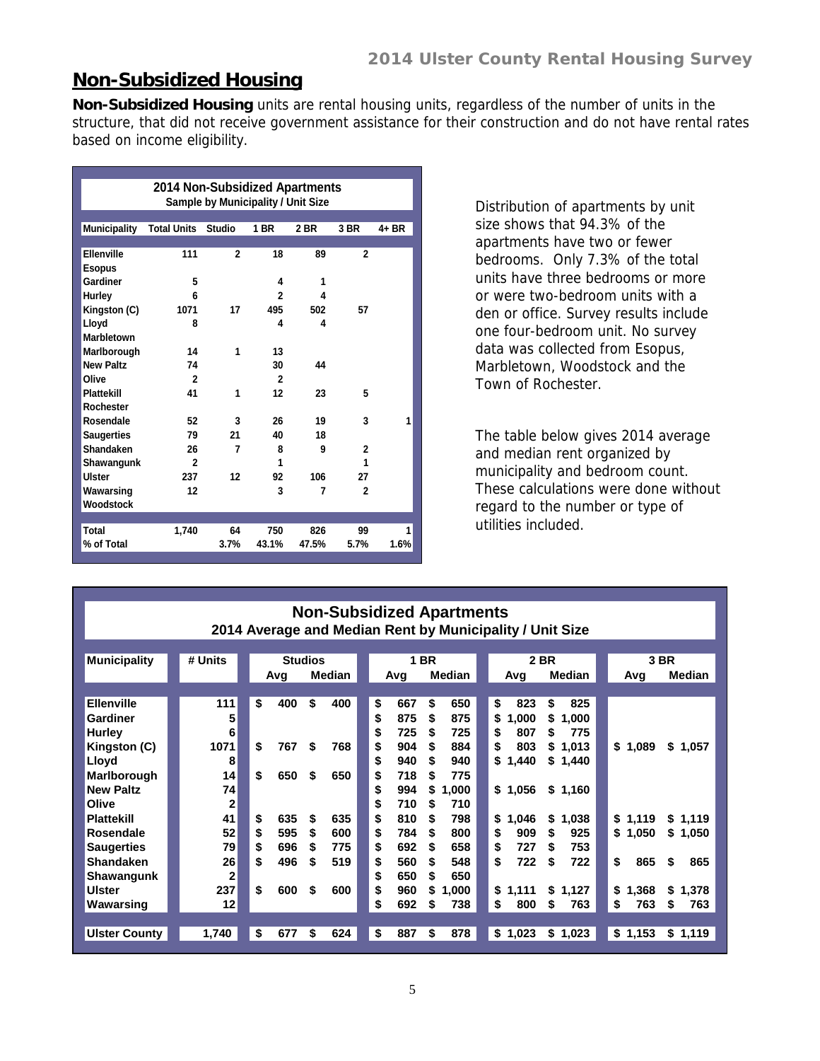## Non-Subsidized Housing

**Non-Subsidized Housing** units are rental housing units, regardless of the number of units in the structure, that did not receive government assistance for their construction and do not have rental rates based on income eligibility.

**2014 Non-Subsidized Apartments**
**Sample by Municipality / Unit Size**

| Municipality | Total Units | Studio | 1 BR | 2 BR | 3 BR | 4+ BR |
|---|---|---|---|---|---|---|
| Ellenville | 111 | 2 | 18 | 89 | 2 | |
| Esopus | | | | | | |
| Gardiner | 5 | | 4 | 1 | | |
| Hurley | 6 | | 2 | 4 | | |
| Kingston (C) | 1071 | 17 | 495 | 502 | 57 | |
| Lloyd | 8 | | 4 | 4 | | |
| Marbletown | | | | | | |
| Marlborough | 14 | 1 | 13 | | | |
| New Paltz | 74 | | 30 | 44 | | |
| Olive | 2 | | 2 | | | |
| Plattekill | 41 | 1 | 12 | 23 | 5 | |
| Rochester | | | | | | |
| Rosendale | 52 | 3 | 26 | 19 | 3 | 1 |
| Saugerties | 79 | 21 | 40 | 18 | | |
| Shandaken | 26 | 7 | 8 | 9 | 2 | |
| Shawangunk | 2 | | 1 | | 1 | |
| Ulster | 237 | 12 | 92 | 106 | 27 | |
| Wawarsing | 12 | | 3 | 7 | 2 | |
| Woodstock | | | | | | |
| Total | 1,740 | 64 | 750 | 826 | 99 | 1 |
| % of Total | | 3.7% | 43.1% | 47.5% | 5.7% | 1.6% |

Distribution of apartments by unit size shows that 94.3% of the apartments have two or fewer bedrooms. Only 7.3% of the total units have three bedrooms or more or were two-bedroom units with a den or office. Survey results include one four-bedroom unit. No survey data was collected from Esopus, Marbletown, Woodstock and the Town of Rochester.

The table below gives 2014 average and median rent organized by municipality and bedroom count. These calculations were done without regard to the number or type of utilities included.

**Non-Subsidized Apartments**
**2014 Average and Median Rent by Municipality / Unit Size**

| Municipality | # Units | Studios | | 1 BR | | 2 BR | | 3 BR | |
|---|---|---|---|---|---|---|---|---|---|
| | | Avg | Median | Avg | Median | Avg | Median | Avg | Median |
| Ellenville | 111 | $ 400 | $ 400 | $ 667 | $ 650 | $ 823 | $ 825 | | |
| Gardiner | 5 | | | $ 875 | $ 875 | $ 1,000 | $ 1,000 | | |
| Hurley | 6 | | | $ 725 | $ 725 | $ 807 | $ 775 | | |
| Kingston (C) | 1071 | $ 767 | $ 768 | $ 904 | $ 884 | $ 803 | $ 1,013 | $ 1,089 | $ 1,057 |
| Lloyd | 8 | | | $ 940 | $ 940 | $ 1,440 | $ 1,440 | | |
| Marlborough | 14 | $ 650 | $ 650 | $ 718 | $ 775 | | | | |
| New Paltz | 74 | | | $ 994 | $ 1,000 | $ 1,056 | $ 1,160 | | |
| Olive | 2 | | | $ 710 | $ 710 | | | | |
| Plattekill | 41 | $ 635 | $ 635 | $ 810 | $ 798 | $ 1,046 | $ 1,038 | $ 1,119 | $ 1,119 |
| Rosendale | 52 | $ 595 | $ 600 | $ 784 | $ 800 | $ 909 | $ 925 | $ 1,050 | $ 1,050 |
| Saugerties | 79 | $ 696 | $ 775 | $ 692 | $ 658 | $ 727 | $ 753 | | |
| Shandaken | 26 | $ 496 | $ 519 | $ 560 | $ 548 | $ 722 | $ 722 | $ 865 | $ 865 |
| Shawangunk | 2 | | | $ 650 | $ 650 | | | | |
| Ulster | 237 | $ 600 | $ 600 | $ 960 | $ 1,000 | $ 1,111 | $ 1,127 | $ 1,368 | $ 1,378 |
| Wawarsing | 12 | | | $ 692 | $ 738 | $ 800 | $ 763 | $ 763 | $ 763 |
| Ulster County | 1,740 | $ 677 | $ 624 | $ 887 | $ 878 | $ 1,023 | $ 1,023 | $ 1,153 | $ 1,119 |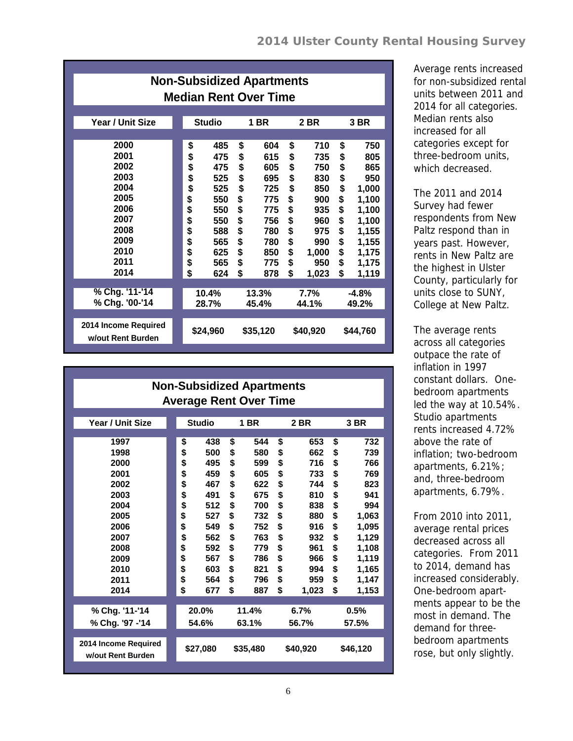## Non-Subsidized Apartments Median Rent Over Time

| Year / Unit Size | Studio | 1 BR | 2 BR | 3 BR |
|---|---|---|---|---|
| 2000 | $ 485 | $ 604 | $ 710 | $ 750 |
| 2001 | $ 475 | $ 615 | $ 735 | $ 805 |
| 2002 | $ 475 | $ 605 | $ 750 | $ 865 |
| 2003 | $ 525 | $ 695 | $ 830 | $ 950 |
| 2004 | $ 525 | $ 725 | $ 850 | $ 1,000 |
| 2005 | $ 550 | $ 775 | $ 900 | $ 1,100 |
| 2006 | $ 550 | $ 775 | $ 935 | $ 1,100 |
| 2007 | $ 550 | $ 756 | $ 960 | $ 1,100 |
| 2008 | $ 588 | $ 780 | $ 975 | $ 1,155 |
| 2009 | $ 565 | $ 780 | $ 990 | $ 1,155 |
| 2010 | $ 625 | $ 850 | $ 1,000 | $ 1,175 |
| 2011 | $ 565 | $ 775 | $ 950 | $ 1,175 |
| 2014 | $ 624 | $ 878 | $ 1,023 | $ 1,119 |
| % Chg. '11-'14 | 10.4% | 13.3% | 7.7% | -4.8% |
| % Chg. '00-'14 | 28.7% | 45.4% | 44.1% | 49.2% |
| 2014 Income Required w/out Rent Burden | $24,960 | $35,120 | $40,920 | $44,760 |

## Non-Subsidized Apartments Average Rent Over Time

| Year / Unit Size | Studio | 1 BR | 2 BR | 3 BR |
|---|---|---|---|---|
| 1997 | $ 438 | $ 544 | $ 653 | $ 732 |
| 1998 | $ 500 | $ 580 | $ 662 | $ 739 |
| 2000 | $ 495 | $ 599 | $ 716 | $ 766 |
| 2001 | $ 459 | $ 605 | $ 733 | $ 769 |
| 2002 | $ 467 | $ 622 | $ 744 | $ 823 |
| 2003 | $ 491 | $ 675 | $ 810 | $ 941 |
| 2004 | $ 512 | $ 700 | $ 838 | $ 994 |
| 2005 | $ 527 | $ 732 | $ 880 | $ 1,063 |
| 2006 | $ 549 | $ 752 | $ 916 | $ 1,095 |
| 2007 | $ 562 | $ 763 | $ 932 | $ 1,129 |
| 2008 | $ 592 | $ 779 | $ 961 | $ 1,108 |
| 2009 | $ 567 | $ 786 | $ 966 | $ 1,119 |
| 2010 | $ 603 | $ 821 | $ 994 | $ 1,165 |
| 2011 | $ 564 | $ 796 | $ 959 | $ 1,147 |
| 2014 | $ 677 | $ 887 | $ 1,023 | $ 1,153 |
| % Chg. '11-'14 | 20.0% | 11.4% | 6.7% | 0.5% |
| % Chg. '97 -'14 | 54.6% | 63.1% | 56.7% | 57.5% |
| 2014 Income Required w/out Rent Burden | $27,080 | $35,480 | $40,920 | $46,120 |

Average rents increased for non-subsidized rental units between 2011 and 2014 for all categories. Median rents also increased for all categories except for three-bedroom units, which decreased.

The 2011 and 2014 Survey had fewer respondents from New Paltz respond than in years past. However, rents in New Paltz are the highest in Ulster County, particularly for units close to SUNY, College at New Paltz.

The average rents across all categories outpace the rate of inflation in 1997 constant dollars. One-bedroom apartments led the way at 10.54%. Studio apartments rents increased 4.72% above the rate of inflation; two-bedroom apartments, 6.21%; and, three-bedroom apartments, 6.79%.

From 2010 into 2011, average rental prices decreased across all categories. From 2011 to 2014, demand has increased considerably. One-bedroom apartments appear to be the most in demand. The demand for three-bedroom apartments rose, but only slightly.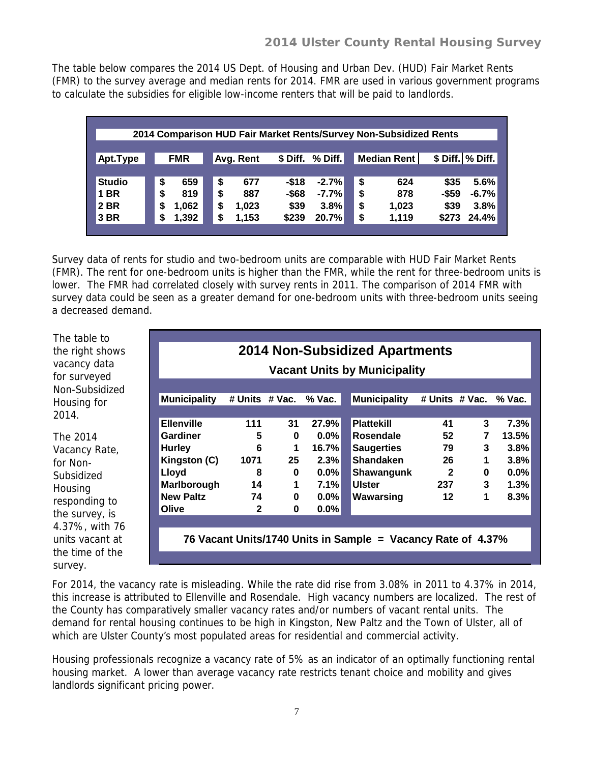The table below compares the 2014 US Dept. of Housing and Urban Dev. (HUD) Fair Market Rents (FMR) to the survey average and median rents for 2014. FMR are used in various government programs to calculate the subsidies for eligible low-income renters that will be paid to landlords.

**2014 Comparison HUD Fair Market Rents/Survey Non-Subsidized Rents**

| Apt.Type | FMR | Avg. Rent | $ Diff. | % Diff. | Median Rent | $ Diff. | % Diff. |
|---|---|---|---|---|---|---|---|
| Studio | $ 659 | $ 677 | -$18 | -2.7% | $ 624 | $35 | 5.6% |
| 1 BR | $ 819 | $ 887 | -$68 | -7.7% | $ 878 | -$59 | -6.7% |
| 2 BR | $ 1,062 | $ 1,023 | $39 | 3.8% | $ 1,023 | $39 | 3.8% |
| 3 BR | $ 1,392 | $ 1,153 | $239 | 20.7% | $ 1,119 | $273 | 24.4% |

Survey data of rents for studio and two-bedroom units are comparable with HUD Fair Market Rents (FMR). The rent for one-bedroom units is higher than the FMR, while the rent for three-bedroom units is lower. The FMR had correlated closely with survey rents in 2011. The comparison of 2014 FMR with survey data could be seen as a greater demand for one-bedroom units with three-bedroom units seeing a decreased demand.

The table to the right shows vacancy data for surveyed Non-Subsidized Housing for 2014.

The 2014 Vacancy Rate, for Non-Subsidized Housing responding to the survey, is 4.37%, with 76 units vacant at the time of the survey.

**2014 Non-Subsidized Apartments**

**Vacant Units by Municipality**

| Municipality | # Units | # Vac. | % Vac. | Municipality | # Units | # Vac. | % Vac. |
|---|---|---|---|---|---|---|---|
| Ellenville | 111 | 31 | 27.9% | Plattekill | 41 | 3 | 7.3% |
| Gardiner | 5 | 0 | 0.0% | Rosendale | 52 | 7 | 13.5% |
| Hurley | 6 | 1 | 16.7% | Saugerties | 79 | 3 | 3.8% |
| Kingston (C) | 1071 | 25 | 2.3% | Shandaken | 26 | 1 | 3.8% |
| Lloyd | 8 | 0 | 0.0% | Shawangunk | 2 | 0 | 0.0% |
| Marlborough | 14 | 1 | 7.1% | Ulster | 237 | 3 | 1.3% |
| New Paltz | 74 | 0 | 0.0% | Wawarsing | 12 | 1 | 8.3% |
| Olive | 2 | 0 | 0.0% | | | | |

**76 Vacant Units/1740 Units in Sample = Vacancy Rate of 4.37%**

For 2014, the vacancy rate is misleading. While the rate did rise from 3.08% in 2011 to 4.37% in 2014, this increase is attributed to Ellenville and Rosendale. High vacancy numbers are localized. The rest of the County has comparatively smaller vacancy rates and/or numbers of vacant rental units. The demand for rental housing continues to be high in Kingston, New Paltz and the Town of Ulster, all of which are Ulster County's most populated areas for residential and commercial activity.

Housing professionals recognize a vacancy rate of 5% as an indicator of an optimally functioning rental housing market. A lower than average vacancy rate restricts tenant choice and mobility and gives landlords significant pricing power.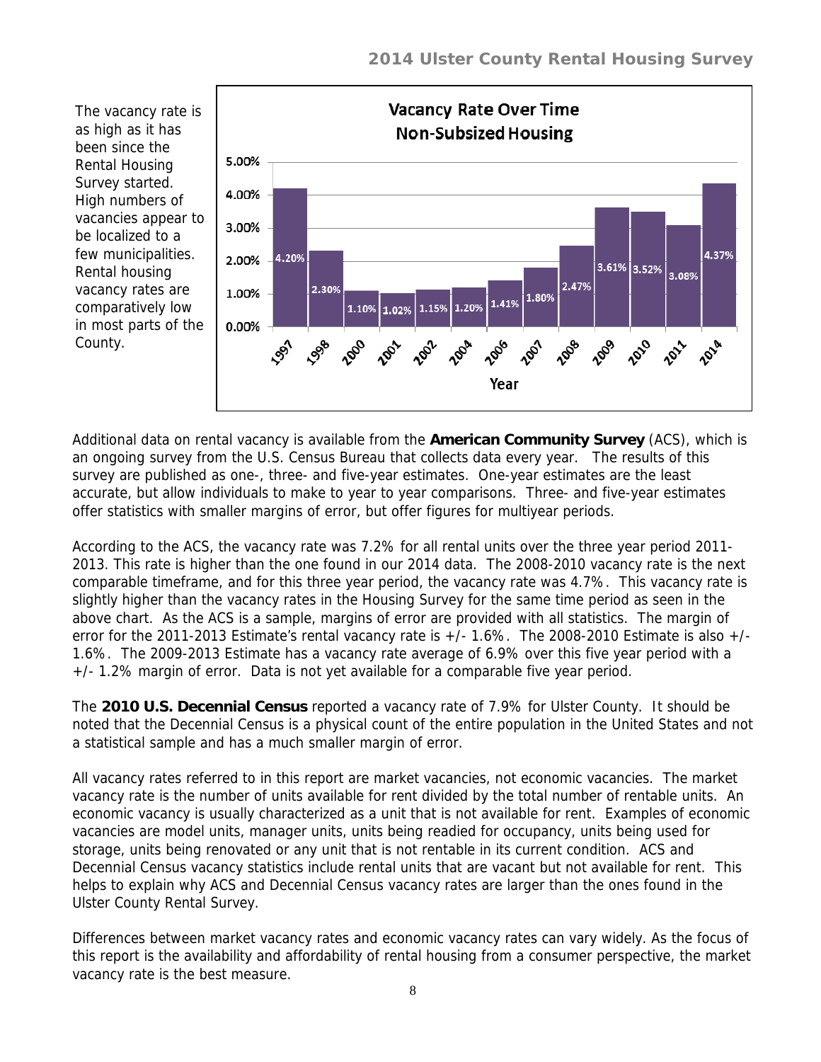The vacancy rate is as high as it has been since the Rental Housing Survey started. High numbers of vacancies appear to be localized to a few municipalities. Rental housing vacancy rates are comparatively low in most parts of the County.

**Vacancy Rate Over Time Non-Subsized Housing**

| Year | Vacancy Rate |
|---|---|
| 1997 | 4.20% |
| 1998 | 2.30% |
| 2000 | 1.10% |
| 2001 | 1.02% |
| 2002 | 1.15% |
| 2004 | 1.20% |
| 2006 | 1.41% |
| 2007 | 1.80% |
| 2008 | 2.47% |
| 2009 | 3.61% |
| 2010 | 3.52% |
| 2011 | 3.08% |
| 2014 | 4.37% |

Additional data on rental vacancy is available from the **American Community Survey** (ACS), which is an ongoing survey from the U.S. Census Bureau that collects data every year. The results of this survey are published as one-, three- and five-year estimates. One-year estimates are the least accurate, but allow individuals to make to year to year comparisons. Three- and five-year estimates offer statistics with smaller margins of error, but offer figures for multiyear periods.

According to the ACS, the vacancy rate was 7.2% for all rental units over the three year period 2011-2013. This rate is higher than the one found in our 2014 data. The 2008-2010 vacancy rate is the next comparable timeframe, and for this three year period, the vacancy rate was 4.7%. This vacancy rate is slightly higher than the vacancy rates in the Housing Survey for the same time period as seen in the above chart. As the ACS is a sample, margins of error are provided with all statistics. The margin of error for the 2011-2013 Estimate's rental vacancy rate is +/- 1.6%. The 2008-2010 Estimate is also +/- 1.6%. The 2009-2013 Estimate has a vacancy rate average of 6.9% over this five year period with a +/- 1.2% margin of error. Data is not yet available for a comparable five year period.

The **2010 U.S. Decennial Census** reported a vacancy rate of 7.9% for Ulster County. It should be noted that the Decennial Census is a physical count of the entire population in the United States and not a statistical sample and has a much smaller margin of error.

All vacancy rates referred to in this report are market vacancies, not economic vacancies. The market vacancy rate is the number of units available for rent divided by the total number of rentable units. An economic vacancy is usually characterized as a unit that is not available for rent. Examples of economic vacancies are model units, manager units, units being readied for occupancy, units being used for storage, units being renovated or any unit that is not rentable in its current condition. ACS and Decennial Census vacancy statistics include rental units that are vacant but not available for rent. This helps to explain why ACS and Decennial Census vacancy rates are larger than the ones found in the Ulster County Rental Survey.

Differences between market vacancy rates and economic vacancy rates can vary widely. As the focus of this report is the availability and affordability of rental housing from a consumer perspective, the market vacancy rate is the best measure.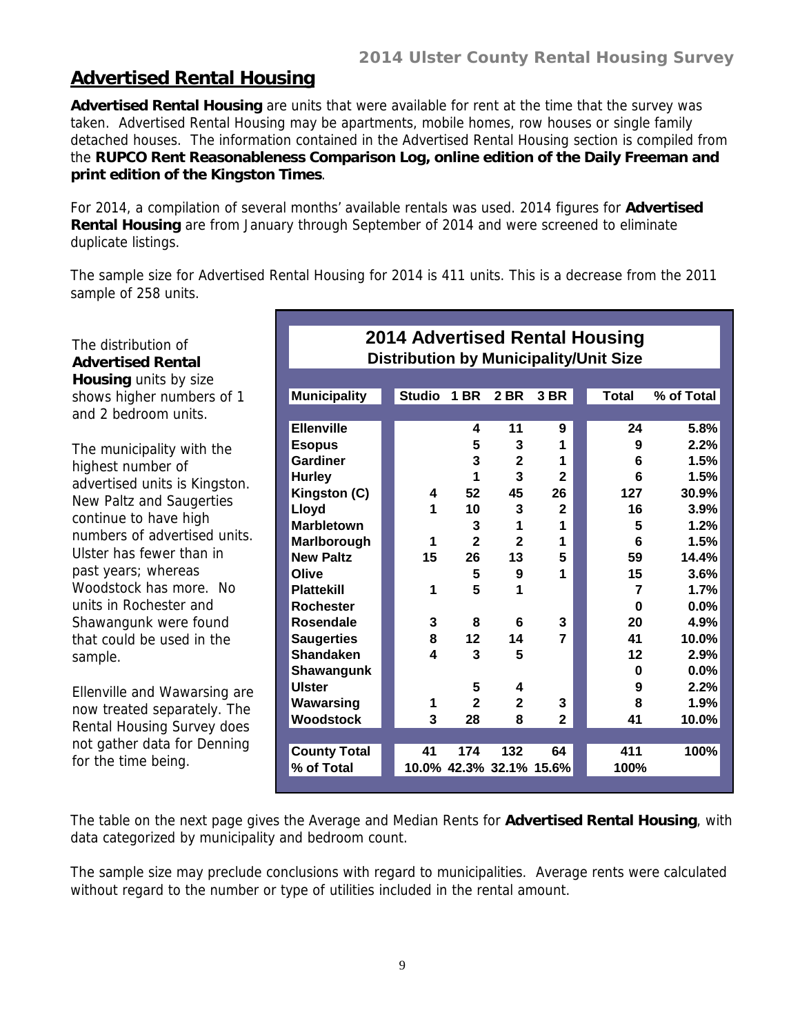## Advertised Rental Housing

**Advertised Rental Housing** are units that were available for rent at the time that the survey was taken. Advertised Rental Housing may be apartments, mobile homes, row houses or single family detached houses. The information contained in the Advertised Rental Housing section is compiled from the **RUPCO Rent Reasonableness Comparison Log, online edition of the Daily Freeman and print edition of the Kingston Times**.

For 2014, a compilation of several months' available rentals was used. 2014 figures for **Advertised Rental Housing** are from January through September of 2014 and were screened to eliminate duplicate listings.

The sample size for Advertised Rental Housing for 2014 is 411 units. This is a decrease from the 2011 sample of 258 units.

The distribution of **Advertised Rental Housing** units by size shows higher numbers of 1 and 2 bedroom units.

The municipality with the highest number of advertised units is Kingston. New Paltz and Saugerties continue to have high numbers of advertised units. Ulster has fewer than in past years; whereas Woodstock has more. No units in Rochester and Shawangunk were found that could be used in the sample.

Ellenville and Wawarsing are now treated separately. The Rental Housing Survey does not gather data for Denning for the time being.

**2014 Advertised Rental Housing**
**Distribution by Municipality/Unit Size**

| Municipality | Studio | 1 BR | 2 BR | 3 BR | Total | % of Total |
|---|---|---|---|---|---|---|
| Ellenville | | 4 | 11 | 9 | 24 | 5.8% |
| Esopus | | 5 | 3 | 1 | 9 | 2.2% |
| Gardiner | | 3 | 2 | 1 | 6 | 1.5% |
| Hurley | | 1 | 3 | 2 | 6 | 1.5% |
| Kingston (C) | 4 | 52 | 45 | 26 | 127 | 30.9% |
| Lloyd | 1 | 10 | 3 | 2 | 16 | 3.9% |
| Marbletown | | 3 | 1 | 1 | 5 | 1.2% |
| Marlborough | 1 | 2 | 2 | 1 | 6 | 1.5% |
| New Paltz | 15 | 26 | 13 | 5 | 59 | 14.4% |
| Olive | | 5 | 9 | 1 | 15 | 3.6% |
| Plattekill | 1 | 5 | 1 | | 7 | 1.7% |
| Rochester | | | | | 0 | 0.0% |
| Rosendale | 3 | 8 | 6 | 3 | 20 | 4.9% |
| Saugerties | 8 | 12 | 14 | 7 | 41 | 10.0% |
| Shandaken | 4 | 3 | 5 | | 12 | 2.9% |
| Shawangunk | | | | | 0 | 0.0% |
| Ulster | | 5 | 4 | | 9 | 2.2% |
| Wawarsing | 1 | 2 | 2 | 3 | 8 | 1.9% |
| Woodstock | 3 | 28 | 8 | 2 | 41 | 10.0% |
| County Total | 41 | 174 | 132 | 64 | 411 | 100% |
| % of Total | 10.0% | 42.3% | 32.1% | 15.6% | 100% | |

The table on the next page gives the Average and Median Rents for **Advertised Rental Housing**, with data categorized by municipality and bedroom count.

The sample size may preclude conclusions with regard to municipalities. Average rents were calculated without regard to the number or type of utilities included in the rental amount.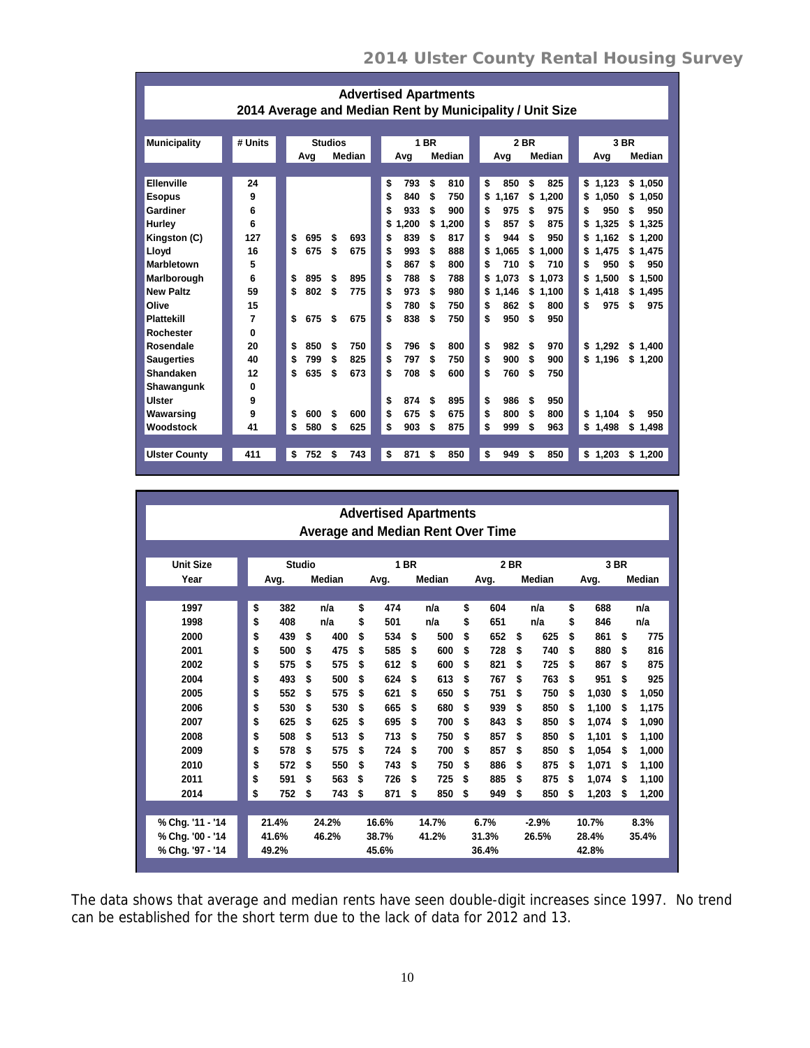## Advertised Apartments
### 2014 Average and Median Rent by Municipality / Unit Size

| Municipality | # Units | Studios | | 1 BR | | 2 BR | | 3 BR | |
|---|---|---|---|---|---|---|---|---|---|
| | | Avg | Median | Avg | Median | Avg | Median | Avg | Median |
| Ellenville | 24 | | | $ 793 | $ 810 | $ 850 | $ 825 | $ 1,123 | $ 1,050 |
| Esopus | 9 | | | $ 840 | $ 750 | $ 1,167 | $ 1,200 | $ 1,050 | $ 1,050 |
| Gardiner | 6 | | | $ 933 | $ 900 | $ 975 | $ 975 | $ 950 | $ 950 |
| Hurley | 6 | | | $ 1,200 | $ 1,200 | $ 857 | $ 875 | $ 1,325 | $ 1,325 |
| Kingston (C) | 127 | $ 695 | $ 693 | $ 839 | $ 817 | $ 944 | $ 950 | $ 1,162 | $ 1,200 |
| Lloyd | 16 | $ 675 | $ 675 | $ 993 | $ 888 | $ 1,065 | $ 1,000 | $ 1,475 | $ 1,475 |
| Marbletown | 5 | | | $ 867 | $ 800 | $ 710 | $ 710 | $ 950 | $ 950 |
| Marlborough | 6 | $ 895 | $ 895 | $ 788 | $ 788 | $ 1,073 | $ 1,073 | $ 1,500 | $ 1,500 |
| New Paltz | 59 | $ 802 | $ 775 | $ 973 | $ 980 | $ 1,146 | $ 1,100 | $ 1,418 | $ 1,495 |
| Olive | 15 | | | $ 780 | $ 750 | $ 862 | $ 800 | $ 975 | $ 975 |
| Plattekill | 7 | $ 675 | $ 675 | $ 838 | $ 750 | $ 950 | $ 950 | | |
| Rochester | 0 | | | | | | | | |
| Rosendale | 20 | $ 850 | $ 750 | $ 796 | $ 800 | $ 982 | $ 970 | $ 1,292 | $ 1,400 |
| Saugerties | 40 | $ 799 | $ 825 | $ 797 | $ 750 | $ 900 | $ 900 | $ 1,196 | $ 1,200 |
| Shandaken | 12 | $ 635 | $ 673 | $ 708 | $ 600 | $ 760 | $ 750 | | |
| Shawangunk | 0 | | | | | | | | |
| Ulster | 9 | | | $ 874 | $ 895 | $ 986 | $ 950 | | |
| Wawarsing | 9 | $ 600 | $ 600 | $ 675 | $ 675 | $ 800 | $ 800 | $ 1,104 | $ 950 |
| Woodstock | 41 | $ 580 | $ 625 | $ 903 | $ 875 | $ 999 | $ 963 | $ 1,498 | $ 1,498 |
| Ulster County | 411 | $ 752 | $ 743 | $ 871 | $ 850 | $ 949 | $ 850 | $ 1,203 | $ 1,200 |

## Advertised Apartments
### Average and Median Rent Over Time

| Unit Size | Studio | | 1 BR | | 2 BR | | 3 BR | |
|---|---|---|---|---|---|---|---|---|
| Year | Avg. | Median | Avg. | Median | Avg. | Median | Avg. | Median |
| 1997 | $ 382 | n/a | $ 474 | n/a | $ 604 | n/a | $ 688 | n/a |
| 1998 | $ 408 | n/a | $ 501 | n/a | $ 651 | n/a | $ 846 | n/a |
| 2000 | $ 439 | $ 400 | $ 534 | $ 500 | $ 652 | $ 625 | $ 861 | $ 775 |
| 2001 | $ 500 | $ 475 | $ 585 | $ 600 | $ 728 | $ 740 | $ 880 | $ 816 |
| 2002 | $ 575 | $ 575 | $ 612 | $ 600 | $ 821 | $ 725 | $ 867 | $ 875 |
| 2004 | $ 493 | $ 500 | $ 624 | $ 613 | $ 767 | $ 763 | $ 951 | $ 925 |
| 2005 | $ 552 | $ 575 | $ 621 | $ 650 | $ 751 | $ 750 | $ 1,030 | $ 1,050 |
| 2006 | $ 530 | $ 530 | $ 665 | $ 680 | $ 939 | $ 850 | $ 1,100 | $ 1,175 |
| 2007 | $ 625 | $ 625 | $ 695 | $ 700 | $ 843 | $ 850 | $ 1,074 | $ 1,090 |
| 2008 | $ 508 | $ 513 | $ 713 | $ 750 | $ 857 | $ 850 | $ 1,101 | $ 1,100 |
| 2009 | $ 578 | $ 575 | $ 724 | $ 700 | $ 857 | $ 850 | $ 1,054 | $ 1,000 |
| 2010 | $ 572 | $ 550 | $ 743 | $ 750 | $ 886 | $ 875 | $ 1,071 | $ 1,100 |
| 2011 | $ 591 | $ 563 | $ 726 | $ 725 | $ 885 | $ 875 | $ 1,074 | $ 1,100 |
| 2014 | $ 752 | $ 743 | $ 871 | $ 850 | $ 949 | $ 850 | $ 1,203 | $ 1,200 |
| % Chg. '11 - '14 | 21.4% | 24.2% | 16.6% | 14.7% | 6.7% | -2.9% | 10.7% | 8.3% |
| % Chg. '00 - '14 | 41.6% | 46.2% | 38.7% | 41.2% | 31.3% | 26.5% | 28.4% | 35.4% |
| % Chg. '97 - '14 | 49.2% | | 45.6% | | 36.4% | | 42.8% | |

The data shows that average and median rents have seen double-digit increases since 1997. No trend can be established for the short term due to the lack of data for 2012 and 13.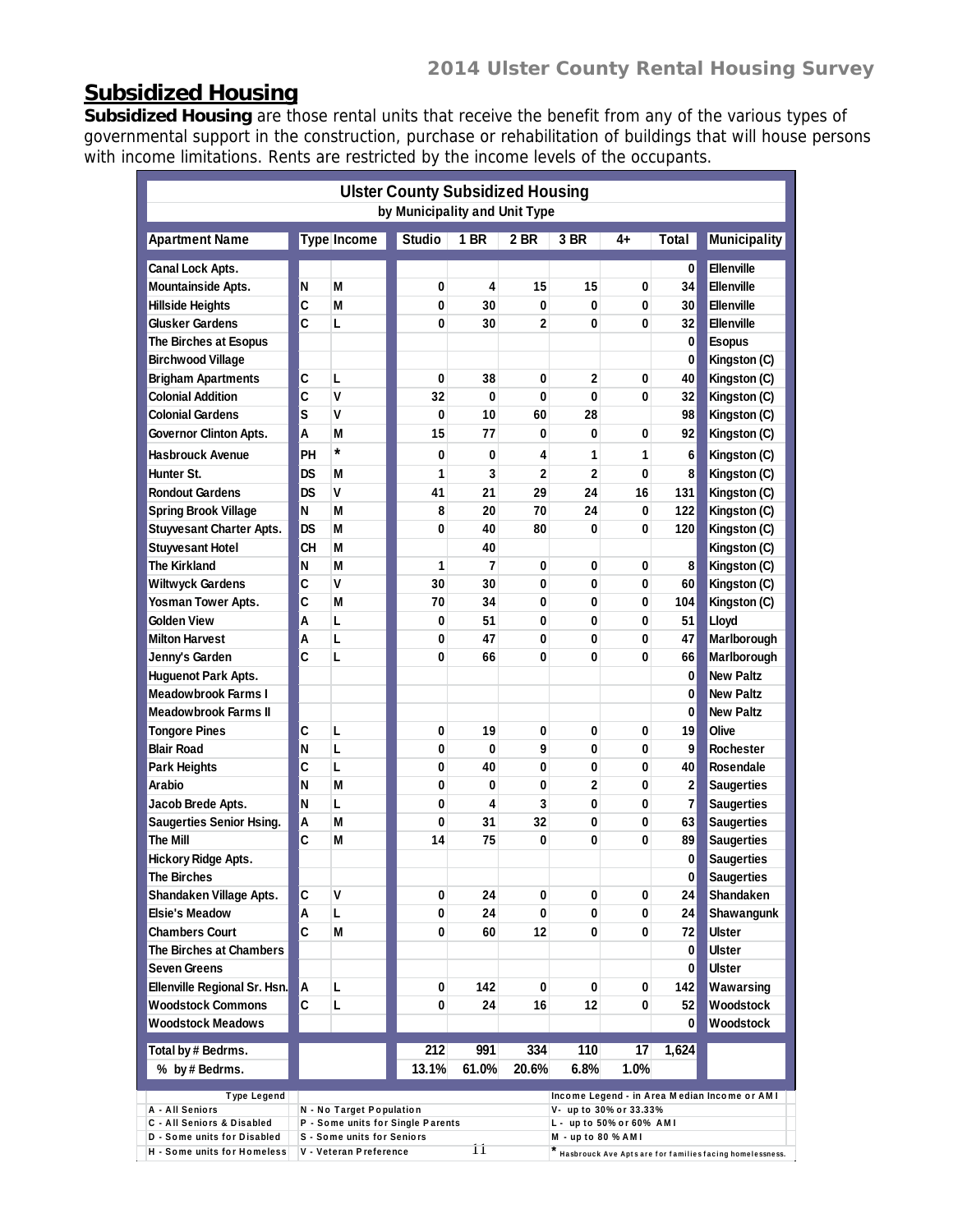## Subsidized Housing

**Subsidized Housing** are those rental units that receive the benefit from any of the various types of governmental support in the construction, purchase or rehabilitation of buildings that will house persons with income limitations. Rents are restricted by the income levels of the occupants.

**Ulster County Subsidized Housing**
**by Municipality and Unit Type**

| Apartment Name | Type | Income | Studio | 1 BR | 2 BR | 3 BR | 4+ | Total | Municipality |
|---|---|---|---|---|---|---|---|---|---|
| Canal Lock Apts. | | | | | | | | 0 | Ellenville |
| Mountainside Apts. | N | M | 0 | 4 | 15 | 15 | 0 | 34 | Ellenville |
| Hillside Heights | C | M | 0 | 30 | 0 | 0 | 0 | 30 | Ellenville |
| Glusker Gardens | C | L | 0 | 30 | 2 | 0 | 0 | 32 | Ellenville |
| The Birches at Esopus | | | | | | | | 0 | Esopus |
| Birchwood Village | | | | | | | | 0 | Kingston (C) |
| Brigham Apartments | C | L | 0 | 38 | 0 | 2 | 0 | 40 | Kingston (C) |
| Colonial Addition | C | V | 32 | 0 | 0 | 0 | 0 | 32 | Kingston (C) |
| Colonial Gardens | S | V | 0 | 10 | 60 | 28 | | 98 | Kingston (C) |
| Governor Clinton Apts. | A | M | 15 | 77 | 0 | 0 | 0 | 92 | Kingston (C) |
| Hasbrouck Avenue | PH | * | 0 | 0 | 4 | 1 | 1 | 6 | Kingston (C) |
| Hunter St. | DS | M | 1 | 3 | 2 | 2 | 0 | 8 | Kingston (C) |
| Rondout Gardens | DS | V | 41 | 21 | 29 | 24 | 16 | 131 | Kingston (C) |
| Spring Brook Village | N | M | 8 | 20 | 70 | 24 | 0 | 122 | Kingston (C) |
| Stuyvesant Charter Apts. | DS | M | 0 | 40 | 80 | 0 | 0 | 120 | Kingston (C) |
| Stuyvesant Hotel | CH | M | | 40 | | | | | Kingston (C) |
| The Kirkland | N | M | 1 | 7 | 0 | 0 | 0 | 8 | Kingston (C) |
| Wiltwyck Gardens | C | V | 30 | 30 | 0 | 0 | 0 | 60 | Kingston (C) |
| Yosman Tower Apts. | C | M | 70 | 34 | 0 | 0 | 0 | 104 | Kingston (C) |
| Golden View | A | L | 0 | 51 | 0 | 0 | 0 | 51 | Lloyd |
| Milton Harvest | A | L | 0 | 47 | 0 | 0 | 0 | 47 | Marlborough |
| Jenny's Garden | C | L | 0 | 66 | 0 | 0 | 0 | 66 | Marlborough |
| Huguenot Park Apts. | | | | | | | | 0 | New Paltz |
| Meadowbrook Farms I | | | | | | | | 0 | New Paltz |
| Meadowbrook Farms II | | | | | | | | 0 | New Paltz |
| Tongore Pines | C | L | 0 | 19 | 0 | 0 | 0 | 19 | Olive |
| Blair Road | N | L | 0 | 0 | 9 | 0 | 0 | 9 | Rochester |
| Park Heights | C | L | 0 | 40 | 0 | 0 | 0 | 40 | Rosendale |
| Arabio | N | M | 0 | 0 | 0 | 2 | 0 | 2 | Saugerties |
| Jacob Brede Apts. | N | L | 0 | 4 | 3 | 0 | 0 | 7 | Saugerties |
| Saugerties Senior Hsing. | A | M | 0 | 31 | 32 | 0 | 0 | 63 | Saugerties |
| The Mill | C | M | 14 | 75 | 0 | 0 | 0 | 89 | Saugerties |
| Hickory Ridge Apts. | | | | | | | | 0 | Saugerties |
| The Birches | | | | | | | | 0 | Saugerties |
| Shandaken Village Apts. | C | V | 0 | 24 | 0 | 0 | 0 | 24 | Shandaken |
| Elsie's Meadow | A | L | 0 | 24 | 0 | 0 | 0 | 24 | Shawangunk |
| Chambers Court | C | M | 0 | 60 | 12 | 0 | 0 | 72 | Ulster |
| The Birches at Chambers | | | | | | | | 0 | Ulster |
| Seven Greens | | | | | | | | 0 | Ulster |
| Ellenville Regional Sr. Hsn. | A | L | 0 | 142 | 0 | 0 | 0 | 142 | Wawarsing |
| Woodstock Commons | C | L | 0 | 24 | 16 | 12 | 0 | 52 | Woodstock |
| Woodstock Meadows | | | | | | | | 0 | Woodstock |
| Total by # Bedrms. | | | 212 | 991 | 334 | 110 | 17 | 1,624 | |
| % by # Bedrms. | | | 13.1% | 61.0% | 20.6% | 6.8% | 1.0% | | |

| Type Legend | | Income Legend - in Area Median Income or AMI |
|---|---|---|
| A - All Seniors | N - No Target Population | V- up to 30% or 33.33% |
| C - All Seniors & Disabled | P - Some units for Single Parents | L - up to 50% or 60% AMI |
| D - Some units for Disabled | S - Some units for Seniors | M - up to 80 % AMI |
| H - Some units for Homeless | V - Veteran Preference | * Hasbrouck Ave Apts are for families facing homelessness. |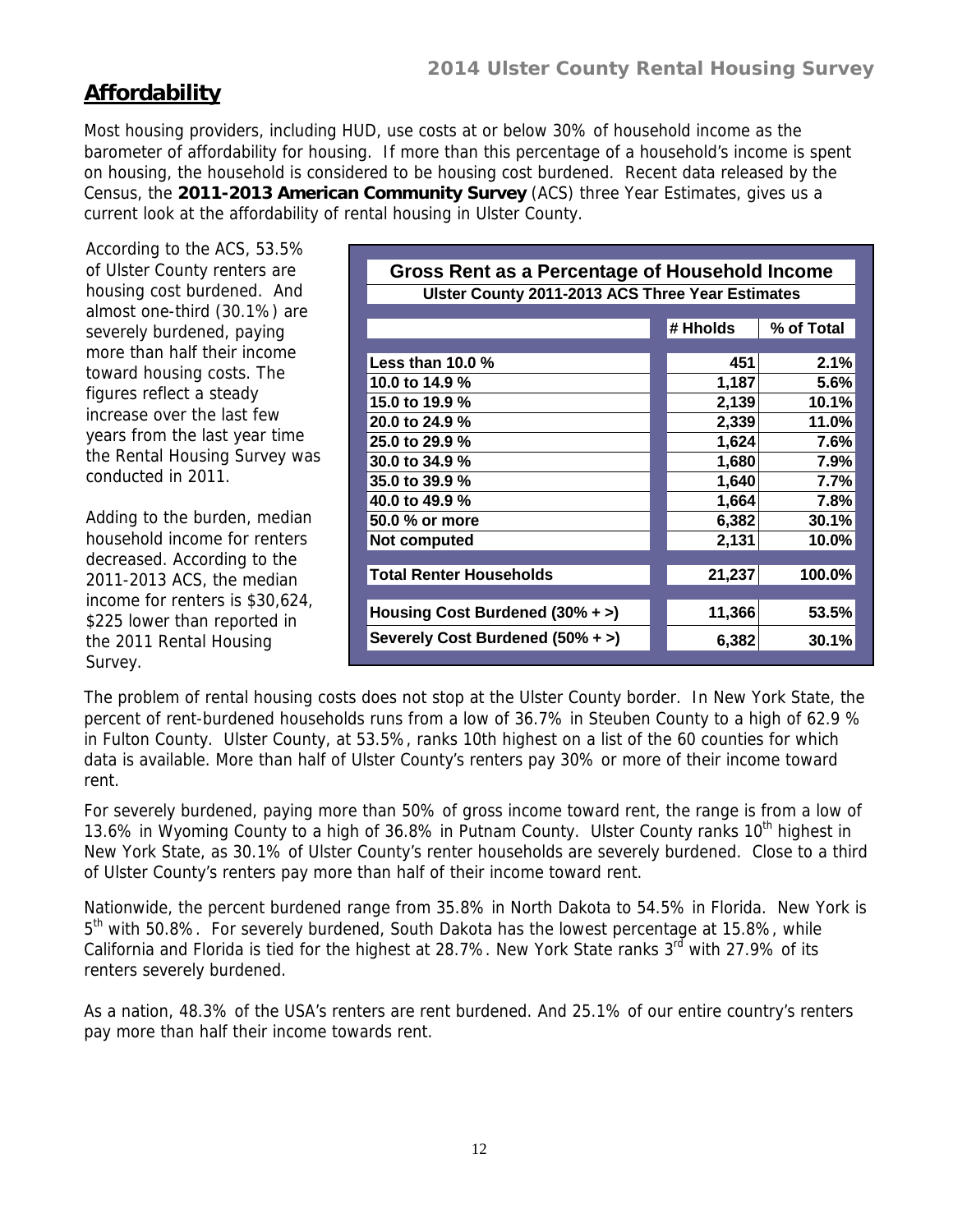## Affordability

Most housing providers, including HUD, use costs at or below 30% of household income as the barometer of affordability for housing. If more than this percentage of a household's income is spent on housing, the household is considered to be housing cost burdened. Recent data released by the Census, the **2011-2013 American Community Survey** (ACS) three Year Estimates, gives us a current look at the affordability of rental housing in Ulster County.

According to the ACS, 53.5% of Ulster County renters are housing cost burdened. And almost one-third (30.1%) are severely burdened, paying more than half their income toward housing costs. The figures reflect a steady increase over the last few years from the last year time the Rental Housing Survey was conducted in 2011.

Adding to the burden, median household income for renters decreased. According to the 2011-2013 ACS, the median income for renters is $30,624, $225 lower than reported in the 2011 Rental Housing Survey.

**Gross Rent as a Percentage of Household Income**

**Ulster County 2011-2013 ACS Three Year Estimates**

| | # Hholds | % of Total |
|---|---|---|
| Less than 10.0 % | 451 | 2.1% |
| 10.0 to 14.9 % | 1,187 | 5.6% |
| 15.0 to 19.9 % | 2,139 | 10.1% |
| 20.0 to 24.9 % | 2,339 | 11.0% |
| 25.0 to 29.9 % | 1,624 | 7.6% |
| 30.0 to 34.9 % | 1,680 | 7.9% |
| 35.0 to 39.9 % | 1,640 | 7.7% |
| 40.0 to 49.9 % | 1,664 | 7.8% |
| 50.0 % or more | 6,382 | 30.1% |
| Not computed | 2,131 | 10.0% |
| Total Renter Households | 21,237 | 100.0% |
| Housing Cost Burdened (30% + >) | 11,366 | 53.5% |
| Severely Cost Burdened (50% + >) | 6,382 | 30.1% |

The problem of rental housing costs does not stop at the Ulster County border. In New York State, the percent of rent-burdened households runs from a low of 36.7% in Steuben County to a high of 62.9 % in Fulton County. Ulster County, at 53.5%, ranks 10th highest on a list of the 60 counties for which data is available. More than half of Ulster County's renters pay 30% or more of their income toward rent.

For severely burdened, paying more than 50% of gross income toward rent, the range is from a low of 13.6% in Wyoming County to a high of 36.8% in Putnam County. Ulster County ranks 10th highest in New York State, as 30.1% of Ulster County's renter households are severely burdened. Close to a third of Ulster County's renters pay more than half of their income toward rent.

Nationwide, the percent burdened range from 35.8% in North Dakota to 54.5% in Florida. New York is 5th with 50.8%. For severely burdened, South Dakota has the lowest percentage at 15.8%, while California and Florida is tied for the highest at 28.7%. New York State ranks 3rd with 27.9% of its renters severely burdened.

As a nation, 48.3% of the USA's renters are rent burdened. And 25.1% of our entire country's renters pay more than half their income towards rent.